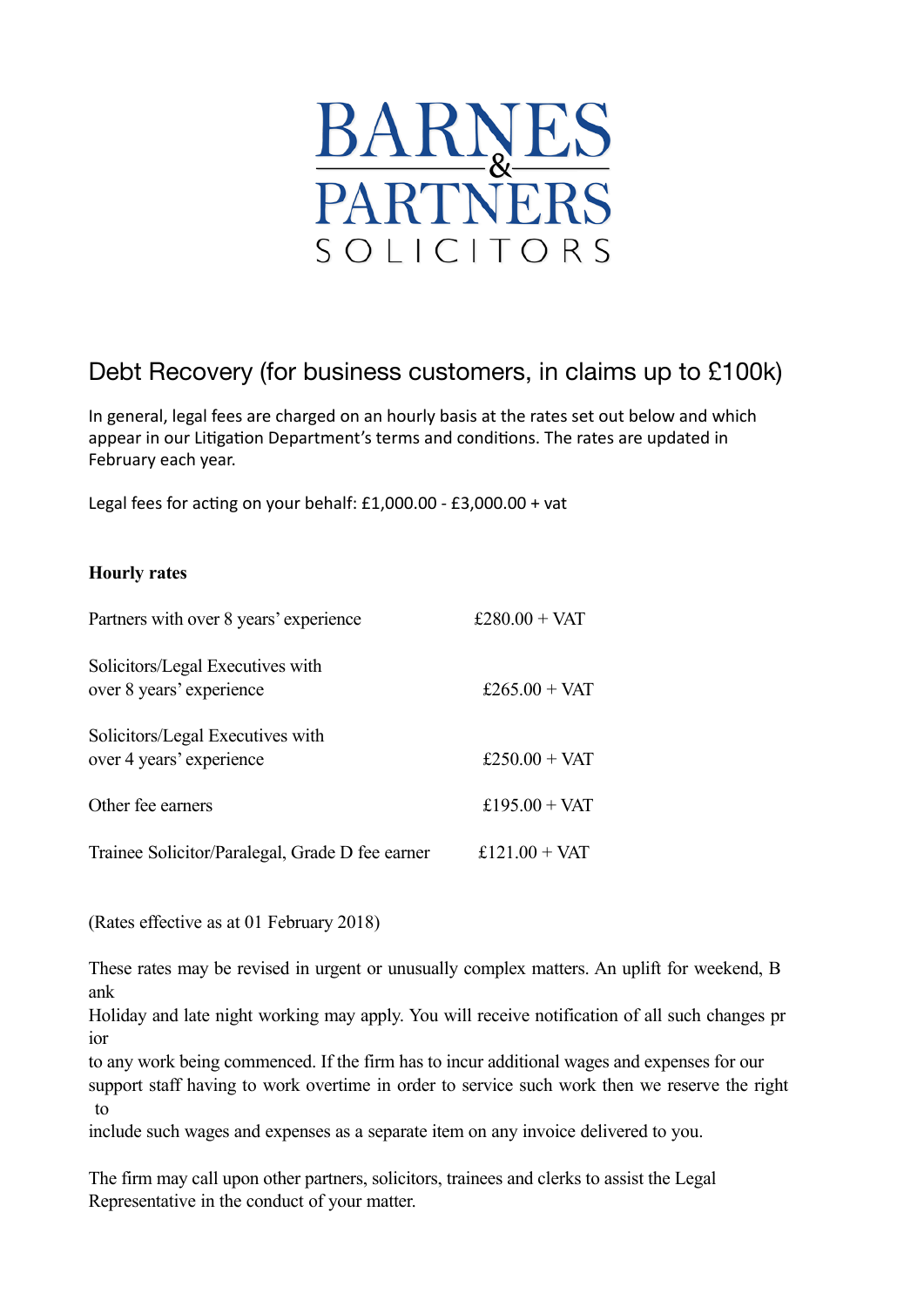# BARNES & PARTNERS SOLICITORS

## Debt Recovery (for business customers, in claims up to £100k)

In general, legal fees are charged on an hourly basis at the rates set out below and which appear in our Litigation Department's terms and conditions. The rates are updated in February each year.

Legal fees for acting on your behalf: £1,000.00 - £3,000.00 + vat

**Hourly rates**

| | |
|---|---|
| Partners with over 8 years' experience | £280.00 + VAT |
| Solicitors/Legal Executives with over 8 years' experience | £265.00 + VAT |
| Solicitors/Legal Executives with over 4 years' experience | £250.00 + VAT |
| Other fee earners | £195.00 + VAT |
| Trainee Solicitor/Paralegal, Grade D fee earner | £121.00 + VAT |

(Rates effective as at 01 February 2018)

These rates may be revised in urgent or unusually complex matters. An uplift for weekend, Bank Holiday and late night working may apply. You will receive notification of all such changes prior to any work being commenced. If the firm has to incur additional wages and expenses for our support staff having to work overtime in order to service such work then we reserve the right to include such wages and expenses as a separate item on any invoice delivered to you.

The firm may call upon other partners, solicitors, trainees and clerks to assist the Legal Representative in the conduct of your matter.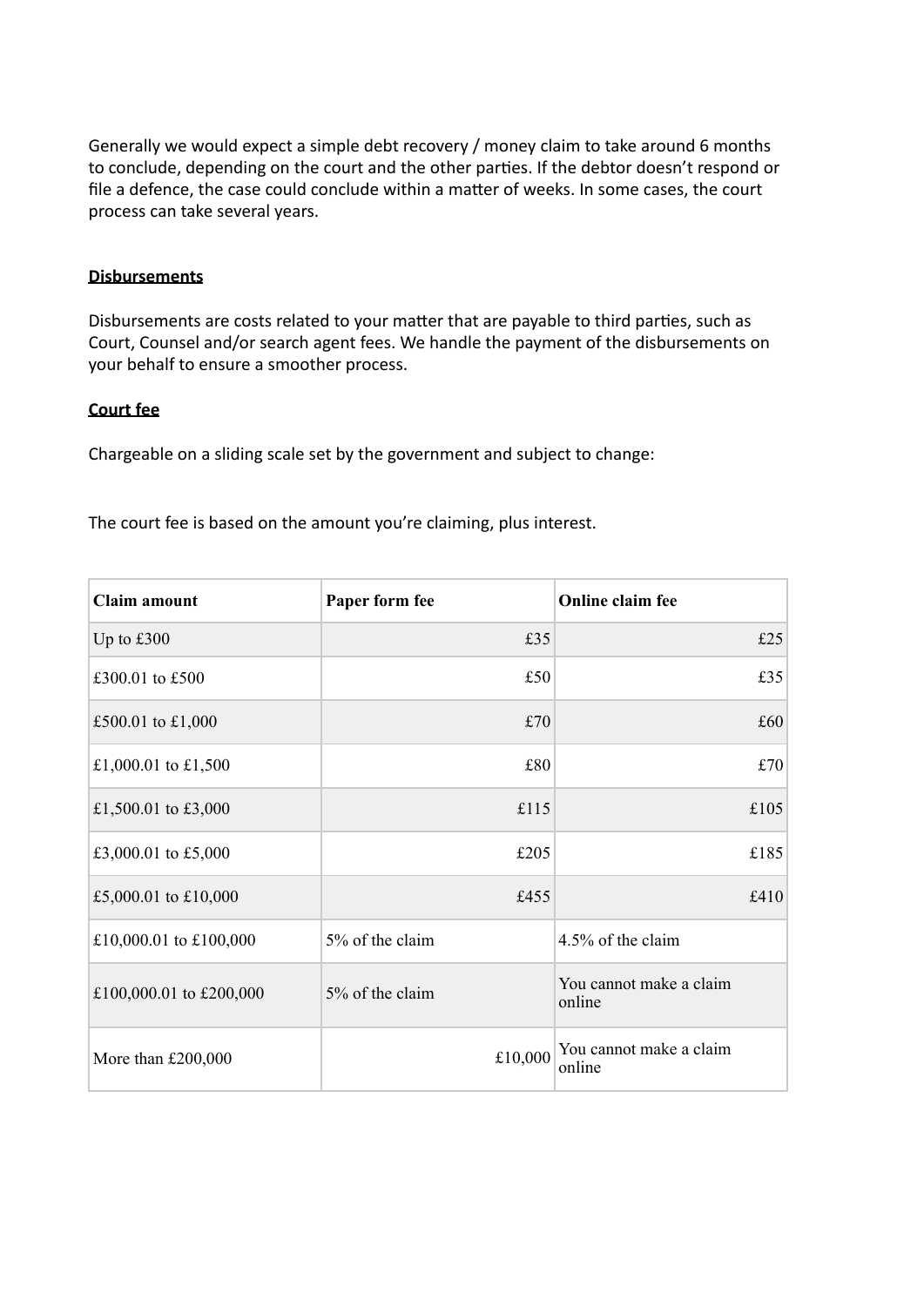Generally we would expect a simple debt recovery / money claim to take around 6 months to conclude, depending on the court and the other parties. If the debtor doesn't respond or file a defence, the case could conclude within a matter of weeks. In some cases, the court process can take several years.

**Disbursements**

Disbursements are costs related to your matter that are payable to third parties, such as Court, Counsel and/or search agent fees. We handle the payment of the disbursements on your behalf to ensure a smoother process.

**Court fee**

Chargeable on a sliding scale set by the government and subject to change:

The court fee is based on the amount you're claiming, plus interest.

| Claim amount | Paper form fee | Online claim fee |
|---|---|---|
| Up to £300 | £35 | £25 |
| £300.01 to £500 | £50 | £35 |
| £500.01 to £1,000 | £70 | £60 |
| £1,000.01 to £1,500 | £80 | £70 |
| £1,500.01 to £3,000 | £115 | £105 |
| £3,000.01 to £5,000 | £205 | £185 |
| £5,000.01 to £10,000 | £455 | £410 |
| £10,000.01 to £100,000 | 5% of the claim | 4.5% of the claim |
| £100,000.01 to £200,000 | 5% of the claim | You cannot make a claim online |
| More than £200,000 | £10,000 | You cannot make a claim online |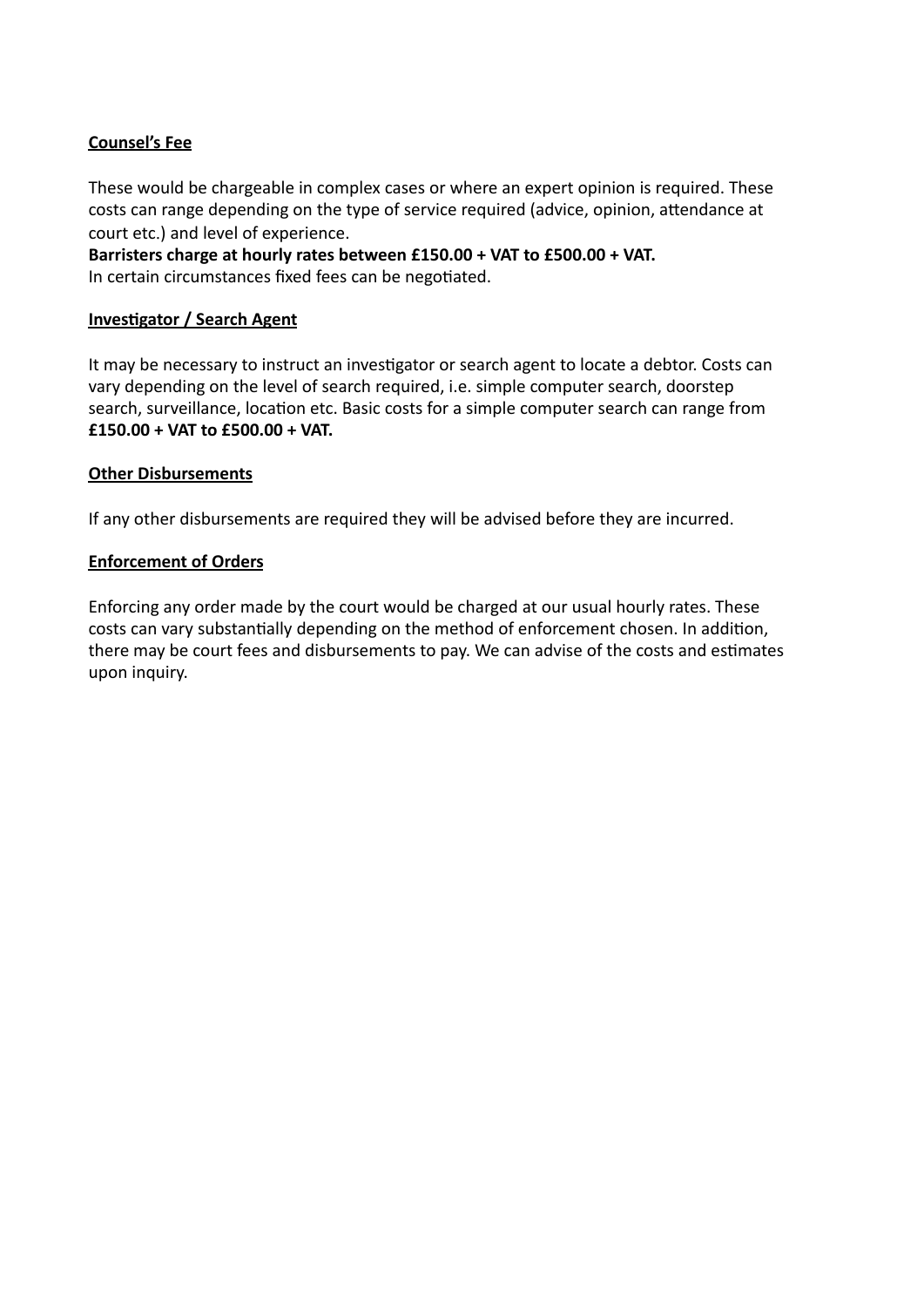**<u>Counsel's Fee</u>**

These would be chargeable in complex cases or where an expert opinion is required. These costs can range depending on the type of service required (advice, opinion, attendance at court etc.) and level of experience.
**Barristers charge at hourly rates between £150.00 + VAT to £500.00 + VAT.**
In certain circumstances fixed fees can be negotiated.

**<u>Investigator / Search Agent</u>**

It may be necessary to instruct an investigator or search agent to locate a debtor. Costs can vary depending on the level of search required, i.e. simple computer search, doorstep search, surveillance, location etc. Basic costs for a simple computer search can range from **£150.00 + VAT to £500.00 + VAT.**

**<u>Other Disbursements</u>**

If any other disbursements are required they will be advised before they are incurred.

**<u>Enforcement of Orders</u>**

Enforcing any order made by the court would be charged at our usual hourly rates. These costs can vary substantially depending on the method of enforcement chosen. In addition, there may be court fees and disbursements to pay. We can advise of the costs and estimates upon inquiry.